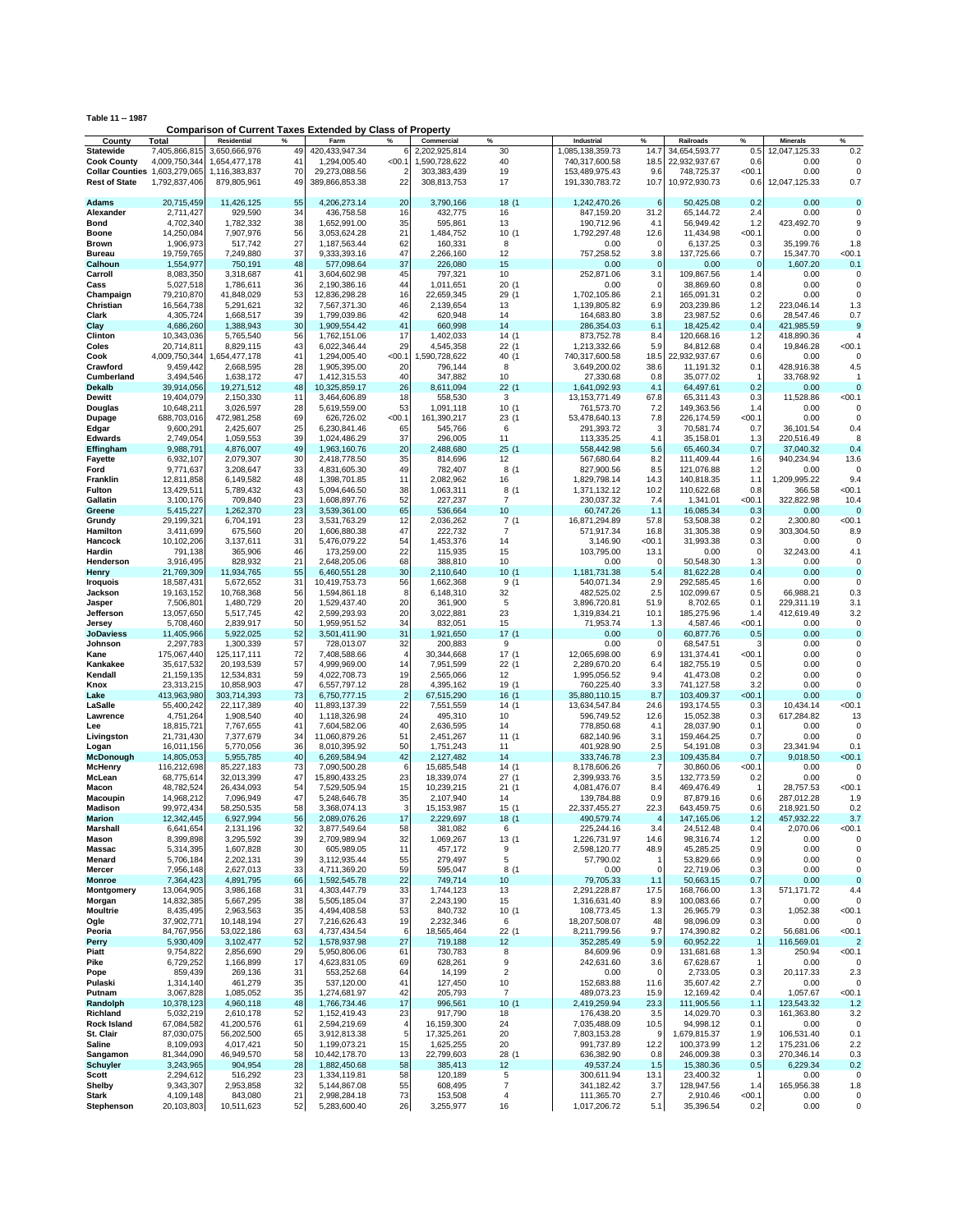**Table 11 -- 1987**

## Comparison of Current Taxes Extended by Class of Property

| County | Total | Residential | % | Farm | % | Commercial | % | Industrial | % | Railroads | % | Minerals | % |
|---|---|---|---|---|---|---|---|---|---|---|---|---|---|
| **Statewide** | 7,405,866,815 | 3,650,666,976 | 49 | 420,433,947.34 | 6 | 2,202,925,814 | 30 | 1,085,138,359.73 | 14.7 | 34,654,593.77 | 0.5 | 12,047,125.33 | 0.2 |
| **Cook County** | 4,009,750,344 | 1,654,477,178 | 41 | 1,294,005.40 | <00.1 | 1,590,728,622 | 40 | 740,317,600.58 | 18.5 | 22,932,937.67 | 0.6 | 0.00 | 0 |
| **Collar Counties** | 1,603,279,065 | 1,116,383,837 | 70 | 29,273,088.56 | 2 | 303,383,439 | 19 | 153,489,975.43 | 9.6 | 748,725.37 | <00.1 | 0.00 | 0 |
| **Rest of State** | 1,792,837,406 | 879,805,961 | 49 | 389,866,853.38 | 22 | 308,813,753 | 17 | 191,330,783.72 | 10.7 | 10,972,930.73 | 0.6 | 12,047,125.33 | 0.7 |
| **Adams** | 20,715,459 | 11,426,125 | 55 | 4,206,273.14 | 20 | 3,790,166 | 18 (1 | 1,242,470.26 | 6 | 50,425.08 | 0.2 | 0.00 | 0 |
| **Alexander** | 2,711,427 | 929,590 | 34 | 436,758.58 | 16 | 432,775 | 16 | 847,159.20 | 31.2 | 65,144.72 | 2.4 | 0.00 | 0 |
| **Bond** | 4,702,340 | 1,782,332 | 38 | 1,652,991.00 | 35 | 595,861 | 13 | 190,712.96 | 4.1 | 56,949.42 | 1.2 | 423,492.70 | 9 |
| **Boone** | 14,250,084 | 7,907,976 | 56 | 3,053,624.28 | 21 | 1,484,752 | 10 (1 | 1,792,297.48 | 12.6 | 11,434.98 | <00.1 | 0.00 | 0 |
| **Brown** | 1,906,973 | 517,742 | 27 | 1,187,563.44 | 62 | 160,331 | 8 | 0.00 | 0 | 6,137.25 | 0.3 | 35,199.76 | 1.8 |
| **Bureau** | 19,759,765 | 7,249,880 | 37 | 9,333,393.16 | 47 | 2,266,160 | 12 | 757,258.52 | 3.8 | 137,725.66 | 0.7 | 15,347.70 | <00.1 |
| **Calhoun** | 1,554,977 | 750,191 | 48 | 577,098.64 | 37 | 226,080 | 15 | 0.00 | 0 | 0.00 | 0 | 1,607.20 | 0.1 |
| **Carroll** | 8,083,350 | 3,318,687 | 41 | 3,604,602.98 | 45 | 797,321 | 10 | 252,871.06 | 3.1 | 109,867.56 | 1.4 | 0.00 | 0 |
| **Cass** | 5,027,518 | 1,786,611 | 36 | 2,190,386.16 | 44 | 1,011,651 | 20 (1 | 0.00 | 0 | 38,869.60 | 0.8 | 0.00 | 0 |
| **Champaign** | 79,210,870 | 41,848,029 | 53 | 12,836,298.28 | 16 | 22,659,345 | 29 (1 | 1,702,105.86 | 2.1 | 165,091.31 | 0.2 | 0.00 | 0 |
| **Christian** | 16,564,738 | 5,291,621 | 32 | 7,567,371.30 | 46 | 2,139,654 | 13 | 1,139,805.82 | 6.9 | 203,239.86 | 1.2 | 223,046.14 | 1.3 |
| **Clark** | 4,305,724 | 1,668,517 | 39 | 1,799,039.86 | 42 | 620,948 | 14 | 164,683.80 | 3.8 | 23,987.52 | 0.6 | 28,547.46 | 0.7 |
| **Clay** | 4,686,260 | 1,388,943 | 30 | 1,909,554.42 | 41 | 660,998 | 14 | 286,354.03 | 6.1 | 18,425.42 | 0.4 | 421,985.59 | 9 |
| **Clinton** | 10,343,036 | 5,765,540 | 56 | 1,762,151.06 | 17 | 1,402,033 | 14 (1 | 873,752.78 | 8.4 | 120,668.16 | 1.2 | 418,890.36 | 4 |
| **Coles** | 20,714,811 | 8,829,115 | 43 | 6,022,346.44 | 29 | 4,545,358 | 22 (1 | 1,213,332.66 | 5.9 | 84,812.68 | 0.4 | 19,846.28 | <00.1 |
| **Cook** | 4,009,750,344 | 1,654,477,178 | 41 | 1,294,005.40 | <00.1 | 1,590,728,622 | 40 (1 | 740,317,600.58 | 18.5 | 22,932,937.67 | 0.6 | 0.00 | 0 |
| **Crawford** | 9,459,442 | 2,668,595 | 28 | 1,905,395.00 | 20 | 796,144 | 8 | 3,649,200.02 | 38.6 | 11,191.32 | 0.1 | 428,916.38 | 4.5 |
| **Cumberland** | 3,494,546 | 1,638,172 | 47 | 1,412,315.53 | 40 | 347,882 | 10 | 27,330.68 | 0.8 | 35,077.02 | 1 | 33,768.92 | 1 |
| **Dekalb** | 39,914,056 | 19,271,512 | 48 | 10,325,859.17 | 26 | 8,611,094 | 22 (1 | 1,641,092.93 | 4.1 | 64,497.61 | 0.2 | 0.00 | 0 |
| **Dewitt** | 19,404,079 | 2,150,330 | 11 | 3,464,606.89 | 18 | 558,530 | 3 | 13,153,771.49 | 67.8 | 65,311.43 | 0.3 | 11,528.86 | <00.1 |
| **Douglas** | 10,648,211 | 3,026,597 | 28 | 5,619,559.00 | 53 | 1,091,118 | 10 (1 | 761,573.70 | 7.2 | 149,363.56 | 1.4 | 0.00 | 0 |
| **Dupage** | 688,703,016 | 472,981,258 | 69 | 626,726.02 | <00.1 | 161,390,217 | 23 (1 | 53,478,640.13 | 7.8 | 226,174.59 | <00.1 | 0.00 | 0 |
| **Edgar** | 9,600,291 | 2,425,607 | 25 | 6,230,841.46 | 65 | 545,766 | 6 | 291,393.72 | 3 | 70,581.74 | 0.7 | 36,101.54 | 0.4 |
| **Edwards** | 2,749,054 | 1,059,553 | 39 | 1,024,486.29 | 37 | 296,005 | 11 | 113,335.25 | 4.1 | 35,158.01 | 1.3 | 220,516.49 | 8 |
| **Effingham** | 9,988,791 | 4,876,007 | 49 | 1,963,160.76 | 20 | 2,488,680 | 25 (1 | 558,442.98 | 5.6 | 65,460.34 | 0.7 | 37,040.32 | 0.4 |
| **Fayette** | 6,932,107 | 2,079,307 | 30 | 2,418,778.50 | 35 | 814,696 | 12 | 567,680.64 | 8.2 | 111,409.44 | 1.6 | 940,234.94 | 13.6 |
| **Ford** | 9,771,637 | 3,208,647 | 33 | 4,831,605.30 | 49 | 782,407 | 8 (1 | 827,900.56 | 8.5 | 121,076.88 | 1.2 | 0.00 | 0 |
| **Franklin** | 12,811,858 | 6,149,582 | 48 | 1,398,701.85 | 11 | 2,082,962 | 16 | 1,829,798.14 | 14.3 | 140,818.35 | 1.1 | 1,209,995.22 | 9.4 |
| **Fulton** | 13,429,511 | 5,789,432 | 43 | 5,094,646.50 | 38 | 1,063,311 | 8 (1 | 1,371,132.12 | 10.2 | 110,622.68 | 0.8 | 366.58 | <00.1 |
| **Gallatin** | 3,100,176 | 709,840 | 23 | 1,608,897.76 | 52 | 227,237 | 7 | 230,037.32 | 7.4 | 1,341.01 | <00.1 | 322,822.98 | 10.4 |
| **Greene** | 5,415,227 | 1,262,370 | 23 | 3,539,361.00 | 65 | 536,664 | 10 | 60,747.26 | 1.1 | 16,085.34 | 0.3 | 0.00 | 0 |
| **Grundy** | 29,199,321 | 6,704,191 | 23 | 3,531,763.29 | 12 | 2,036,262 | 7 (1 | 16,871,294.89 | 57.8 | 53,508.38 | 0.2 | 2,300.80 | <00.1 |
| **Hamilton** | 3,411,699 | 675,560 | 20 | 1,606,880.38 | 47 | 222,732 | 7 | 571,917.34 | 16.8 | 31,305.38 | 0.9 | 303,304.50 | 8.9 |
| **Hancock** | 10,102,206 | 3,137,611 | 31 | 5,476,079.22 | 54 | 1,453,376 | 14 | 3,146.90 | <00.1 | 31,993.38 | 0.3 | 0.00 | 0 |
| **Hardin** | 791,138 | 365,906 | 46 | 173,259.00 | 22 | 115,935 | 15 | 103,795.00 | 13.1 | 0.00 | 0 | 32,243.00 | 4.1 |
| **Henderson** | 3,916,495 | 828,932 | 21 | 2,648,205.06 | 68 | 388,810 | 10 | 0.00 | 0 | 50,548.30 | 1.3 | 0.00 | 0 |
| **Henry** | 21,769,309 | 11,934,765 | 55 | 6,460,551.28 | 30 | 2,110,640 | 10 (1 | 1,181,731.38 | 5.4 | 81,622.28 | 0.4 | 0.00 | 0 |
| **Iroquois** | 18,587,431 | 5,672,652 | 31 | 10,419,753.73 | 56 | 1,662,368 | 9 (1 | 540,071.34 | 2.9 | 292,585.45 | 1.6 | 0.00 | 0 |
| **Jackson** | 19,163,152 | 10,768,368 | 56 | 1,594,861.18 | 8 | 6,148,310 | 32 | 482,525.02 | 2.5 | 102,099.67 | 0.5 | 66,988.21 | 0.3 |
| **Jasper** | 7,506,801 | 1,480,729 | 20 | 1,529,437.40 | 20 | 361,900 | 5 | 3,896,720.81 | 51.9 | 8,702.65 | 0.1 | 229,311.19 | 3.1 |
| **Jefferson** | 13,057,650 | 5,517,745 | 42 | 2,599,293.93 | 20 | 3,022,881 | 23 | 1,319,834.21 | 10.1 | 185,275.96 | 1.4 | 412,619.49 | 3.2 |
| **Jersey** | 5,708,460 | 2,839,917 | 50 | 1,959,951.52 | 34 | 832,051 | 15 | 71,953.74 | 1.3 | 4,587.46 | <00.1 | 0.00 | 0 |
| **JoDaviess** | 11,405,966 | 5,922,025 | 52 | 3,501,411.90 | 31 | 1,921,650 | 17 (1 | 0.00 | 0 | 60,877.76 | 0.5 | 0.00 | 0 |
| **Johnson** | 2,297,783 | 1,300,339 | 57 | 728,013.07 | 32 | 200,883 | 9 | 0.00 | 0 | 68,547.51 | 3 | 0.00 | 0 |
| **Kane** | 175,067,440 | 125,117,111 | 72 | 7,408,588.66 | 4 | 30,344,668 | 17 (1 | 12,065,698.00 | 6.9 | 131,374.41 | <00.1 | 0.00 | 0 |
| **Kankakee** | 35,617,532 | 20,193,539 | 57 | 4,999,969.00 | 14 | 7,951,599 | 22 (1 | 2,289,670.20 | 6.4 | 182,755.19 | 0.5 | 0.00 | 0 |
| **Kendall** | 21,159,135 | 12,534,831 | 59 | 4,022,708.73 | 19 | 2,565,066 | 12 | 1,995,056.52 | 9.4 | 41,473.08 | 0.2 | 0.00 | 0 |
| **Knox** | 23,313,215 | 10,858,903 | 47 | 6,557,797.12 | 28 | 4,395,162 | 19 (1 | 760,225.40 | 3.3 | 741,127.58 | 3.2 | 0.00 | 0 |
| **Lake** | 413,963,980 | 303,714,393 | 73 | 6,750,777.15 | 2 | 67,515,290 | 16 (1 | 35,880,110.15 | 8.7 | 103,409.37 | <00.1 | 0.00 | 0 |
| **LaSalle** | 55,400,242 | 22,117,389 | 40 | 11,893,137.39 | 22 | 7,551,559 | 14 (1 | 13,634,547.84 | 24.6 | 193,174.55 | 0.3 | 10,434.14 | <00.1 |
| **Lawrence** | 4,751,264 | 1,908,540 | 40 | 1,118,326.98 | 24 | 495,310 | 10 | 596,749.52 | 12.6 | 15,052.38 | 0.3 | 617,284.82 | 13 |
| **Lee** | 18,815,721 | 7,767,655 | 41 | 7,604,582.06 | 40 | 2,636,595 | 14 | 778,850.68 | 4.1 | 28,037.90 | 0.1 | 0.00 | 0 |
| **Livingston** | 21,731,430 | 7,377,679 | 34 | 11,060,879.26 | 51 | 2,451,267 | 11 (1 | 682,140.96 | 3.1 | 159,464.25 | 0.7 | 0.00 | 0 |
| **Logan** | 16,011,156 | 5,770,056 | 36 | 8,010,395.92 | 50 | 1,751,243 | 11 | 401,929.90 | 2.5 | 54,191.08 | 0.3 | 23,341.94 | 0.1 |
| **McDonough** | 14,805,053 | 5,955,785 | 40 | 6,269,584.94 | 42 | 2,127,482 | 14 | 333,746.78 | 2.3 | 109,435.84 | 0.7 | 9,018.50 | <00.1 |
| **McHenry** | 116,212,698 | 85,227,183 | 73 | 7,090,500.28 | 6 | 15,685,548 | 14 (1 | 8,178,606.26 | 7 | 30,860.06 | <00.1 | 0.00 | 0 |
| **McLean** | 68,775,614 | 32,013,399 | 47 | 15,890,433.25 | 23 | 18,339,074 | 27 (1 | 2,399,933.76 | 3.5 | 132,773.59 | 0.2 | 0.00 | 0 |
| **Macon** | 48,782,524 | 26,434,093 | 54 | 7,529,505.94 | 15 | 10,239,215 | 21 (1 | 4,081,476.07 | 8.4 | 469,476.49 | 1 | 28,757.53 | <00.1 |
| **Macoupin** | 14,968,212 | 7,096,949 | 47 | 5,248,646.78 | 35 | 2,107,940 | 14 | 139,784.88 | 0.9 | 87,879.16 | 0.6 | 287,012.28 | 1.9 |
| **Madison** | 99,972,434 | 58,250,535 | 58 | 3,368,074.13 | 3 | 15,153,987 | 15 (1 | 22,337,455.27 | 22.3 | 643,459.75 | 0.6 | 218,921.50 | 0.2 |
| **Marion** | 12,342,445 | 6,927,994 | 56 | 2,089,076.26 | 17 | 2,229,697 | 18 (1 | 490,579.74 | 4 | 147,165.06 | 1.2 | 457,932.22 | 3.7 |
| **Marshall** | 6,641,654 | 2,131,196 | 32 | 3,877,549.64 | 58 | 381,082 | 6 | 225,244.16 | 3.4 | 24,512.48 | 0.4 | 2,070.06 | <00.1 |
| **Mason** | 8,399,898 | 3,295,592 | 39 | 2,709,989.94 | 32 | 1,069,267 | 13 (1 | 1,226,731.97 | 14.6 | 98,316.74 | 1.2 | 0.00 | 0 |
| **Massac** | 5,314,395 | 1,607,828 | 30 | 605,989.05 | 11 | 457,172 | 9 | 2,598,120.77 | 48.9 | 45,285.25 | 0.9 | 0.00 | 0 |
| **Menard** | 5,706,184 | 2,202,131 | 39 | 3,112,935.44 | 55 | 279,497 | 5 | 57,790.02 | 1 | 53,829.66 | 0.9 | 0.00 | 0 |
| **Mercer** | 7,956,148 | 2,627,013 | 33 | 4,711,369.20 | 59 | 595,047 | 8 (1 | 0.00 | 0 | 22,719.06 | 0.3 | 0.00 | 0 |
| **Monroe** | 7,364,423 | 4,891,795 | 66 | 1,592,545.78 | 22 | 749,714 | 10 | 79,705.33 | 1.1 | 50,663.15 | 0.7 | 0.00 | 0 |
| **Montgomery** | 13,064,905 | 3,986,168 | 31 | 4,303,447.79 | 33 | 1,744,123 | 13 | 2,291,228.87 | 17.5 | 168,766.00 | 1.3 | 571,171.72 | 4.4 |
| **Morgan** | 14,832,385 | 5,667,295 | 38 | 5,505,185.04 | 37 | 2,243,190 | 15 | 1,316,631.40 | 8.9 | 100,083.66 | 0.7 | 0.00 | 0 |
| **Moultrie** | 8,435,495 | 2,963,563 | 35 | 4,494,408.58 | 53 | 840,732 | 10 (1 | 108,773.45 | 1.3 | 26,965.79 | 0.3 | 1,052.38 | <00.1 |
| **Ogle** | 37,902,771 | 10,148,194 | 27 | 7,216,626.43 | 19 | 2,232,346 | 6 | 18,207,508.07 | 48 | 98,096.09 | 0.3 | 0.00 | 0 |
| **Peoria** | 84,767,956 | 53,022,186 | 63 | 4,737,434.54 | 6 | 18,565,464 | 22 (1 | 8,211,799.56 | 9.7 | 174,390.82 | 0.2 | 56,681.06 | <00.1 |
| **Perry** | 5,930,409 | 3,102,477 | 52 | 1,578,937.98 | 27 | 719,188 | 12 | 352,285.49 | 5.9 | 60,952.22 | 1 | 116,569.01 | 2 |
| **Piatt** | 9,754,822 | 2,856,690 | 29 | 5,950,806.06 | 61 | 730,783 | 8 | 84,609.96 | 0.9 | 131,681.68 | 1.3 | 250.94 | <00.1 |
| **Pike** | 6,729,252 | 1,166,899 | 17 | 4,623,831.05 | 69 | 628,261 | 9 | 242,631.60 | 3.6 | 67,628.67 | 1 | 0.00 | 0 |
| **Pope** | 859,439 | 269,136 | 31 | 553,252.68 | 64 | 14,199 | 2 | 0.00 | 0 | 2,733.05 | 0.3 | 20,117.33 | 2.3 |
| **Pulaski** | 1,314,140 | 461,279 | 35 | 537,120.00 | 41 | 127,450 | 10 | 152,683.88 | 11.6 | 35,607.42 | 2.7 | 0.00 | 0 |
| **Putnam** | 3,067,828 | 1,085,052 | 35 | 1,274,681.97 | 42 | 205,793 | 7 | 489,073.23 | 15.9 | 12,169.42 | 0.4 | 1,057.67 | <00.1 |
| **Randolph** | 10,378,123 | 4,960,118 | 48 | 1,766,734.46 | 17 | 996,561 | 10 (1 | 2,419,259.94 | 23.3 | 111,905.56 | 1.1 | 123,543.32 | 1.2 |
| **Richland** | 5,032,219 | 2,610,178 | 52 | 1,152,419.43 | 23 | 917,790 | 18 | 176,438.20 | 3.5 | 14,029.70 | 0.3 | 161,363.80 | 3.2 |
| **Rock Island** | 67,084,582 | 41,200,576 | 61 | 2,594,219.69 | 4 | 16,159,300 | 24 | 7,035,488.09 | 10.5 | 94,998.12 | 0.1 | 0.00 | 0 |
| **St. Clair** | 87,030,075 | 56,202,500 | 65 | 3,912,813.38 | 5 | 17,325,261 | 20 | 7,803,153.28 | 9 | 1,679,815.37 | 1.9 | 106,531.40 | 0.1 |
| **Saline** | 8,109,093 | 4,017,421 | 50 | 1,199,073.21 | 15 | 1,625,255 | 20 | 991,737.89 | 12.2 | 100,373.99 | 1.2 | 175,231.06 | 2.2 |
| **Sangamon** | 81,344,090 | 46,949,570 | 58 | 10,442,178.70 | 13 | 22,799,603 | 28 (1 | 636,382.90 | 0.8 | 246,009.38 | 0.3 | 270,346.14 | 0.3 |
| **Schuyler** | 3,243,965 | 904,954 | 28 | 1,882,450.68 | 58 | 385,413 | 12 | 49,537.24 | 1.5 | 15,380.36 | 0.5 | 6,229.34 | 0.2 |
| **Scott** | 2,294,612 | 516,292 | 23 | 1,334,119.81 | 58 | 120,189 | 5 | 300,611.94 | 13.1 | 23,400.32 | 1 | 0.00 | 0 |
| **Shelby** | 9,343,307 | 2,953,858 | 32 | 5,144,867.08 | 55 | 608,495 | 7 | 341,182.42 | 3.7 | 128,947.56 | 1.4 | 165,956.38 | 1.8 |
| **Stark** | 4,109,148 | 843,080 | 21 | 2,998,284.18 | 73 | 153,508 | 4 | 111,365.70 | 2.7 | 2,910.46 | <00.1 | 0.00 | 0 |
| **Stephenson** | 20,103,803 | 10,511,623 | 52 | 5,283,600.40 | 26 | 3,255,977 | 16 | 1,017,206.72 | 5.1 | 35,396.54 | 0.2 | 0.00 | 0 |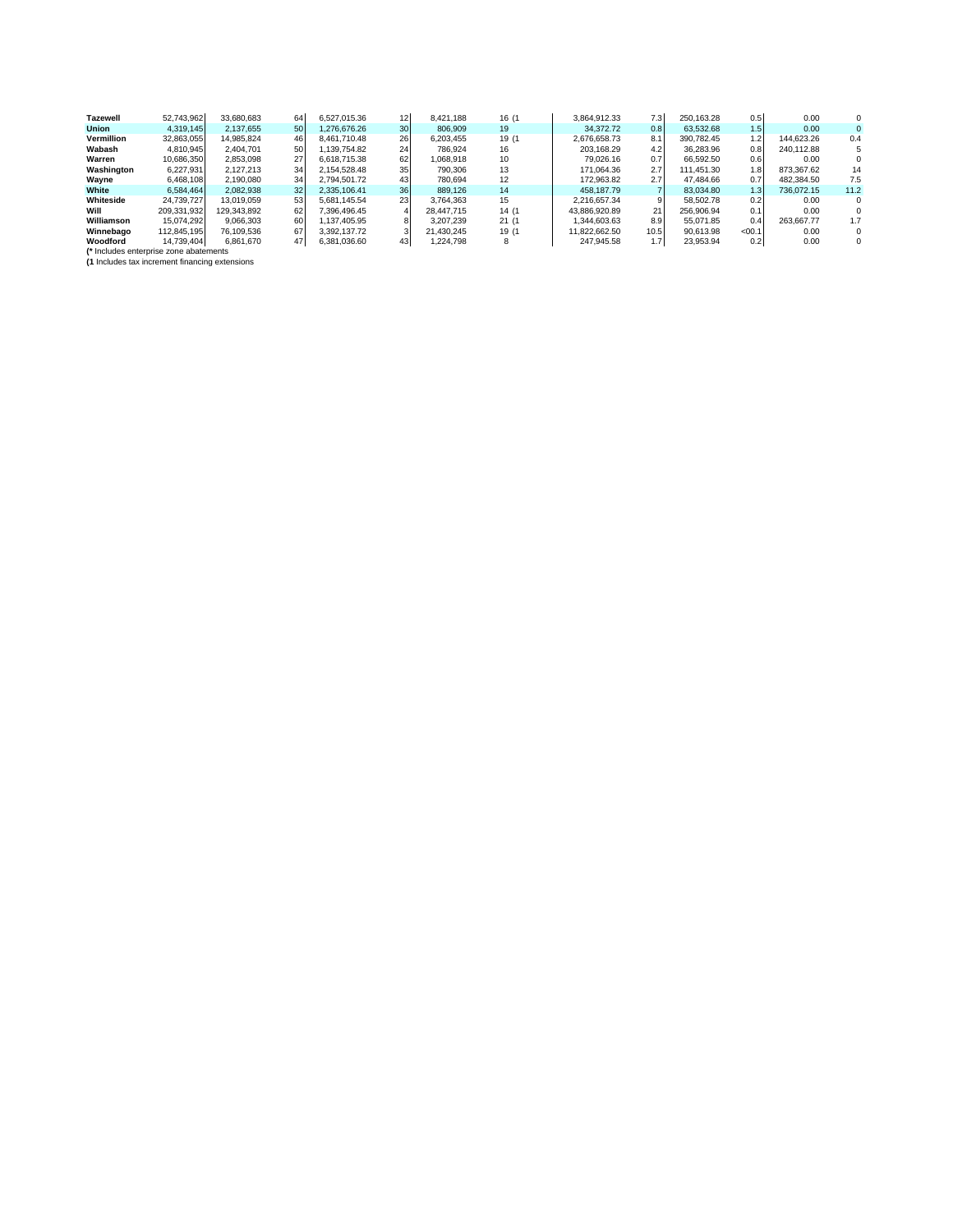| | | | | | | | | | | | | | |
|---|---|---|---|---|---|---|---|---|---|---|---|---|---|
| **Tazewell** | 52,743,962 | 33,680,683 | 64 | 6,527,015.36 | 12 | 8,421,188 | 16 (1 | 3,864,912.33 | 7.3 | 250,163.28 | 0.5 | 0.00 | 0 |
| **Union** | 4,319,145 | 2,137,655 | 50 | 1,276,676.26 | 30 | 806,909 | 19 | 34,372.72 | 0.8 | 63,532.68 | 1.5 | 0.00 | 0 |
| **Vermillion** | 32,863,055 | 14,985,824 | 46 | 8,461,710.48 | 26 | 6,203,455 | 19 (1 | 2,676,658.73 | 8.1 | 390,782.45 | 1.2 | 144,623.26 | 0.4 |
| **Wabash** | 4,810,945 | 2,404,701 | 50 | 1,139,754.82 | 24 | 786,924 | 16 | 203,168.29 | 4.2 | 36,283.96 | 0.8 | 240,112.88 | 5 |
| **Warren** | 10,686,350 | 2,853,098 | 27 | 6,618,715.38 | 62 | 1,068,918 | 10 | 79,026.16 | 0.7 | 66,592.50 | 0.6 | 0.00 | 0 |
| **Washington** | 6,227,931 | 2,127,213 | 34 | 2,154,528.48 | 35 | 790,306 | 13 | 171,064.36 | 2.7 | 111,451.30 | 1.8 | 873,367.62 | 14 |
| **Wayne** | 6,468,108 | 2,190,080 | 34 | 2,794,501.72 | 43 | 780,694 | 12 | 172,963.82 | 2.7 | 47,484.66 | 0.7 | 482,384.50 | 7.5 |
| **White** | 6,584,464 | 2,082,938 | 32 | 2,335,106.41 | 36 | 889,126 | 14 | 458,187.79 | 7 | 83,034.80 | 1.3 | 736,072.15 | 11.2 |
| **Whiteside** | 24,739,727 | 13,019,059 | 53 | 5,681,145.54 | 23 | 3,764,363 | 15 | 2,216,657.34 | 9 | 58,502.78 | 0.2 | 0.00 | 0 |
| **Will** | 209,331,932 | 129,343,892 | 62 | 7,396,496.45 | 4 | 28,447,715 | 14 (1 | 43,886,920.89 | 21 | 256,906.94 | 0.1 | 0.00 | 0 |
| **Williamson** | 15,074,292 | 9,066,303 | 60 | 1,137,405.95 | 8 | 3,207,239 | 21 (1 | 1,344,603.63 | 8.9 | 55,071.85 | 0.4 | 263,667.77 | 1.7 |
| **Winnebago** | 112,845,195 | 76,109,536 | 67 | 3,392,137.72 | 3 | 21,430,245 | 19 (1 | 11,822,662.50 | 10.5 | 90,613.98 | <00.1 | 0.00 | 0 |
| **Woodford** | 14,739,404 | 6,861,670 | 47 | 6,381,036.60 | 43 | 1,224,798 | 8 | 247,945.58 | 1.7 | 23,953.94 | 0.2 | 0.00 | 0 |

**(*** Includes enterprise zone abatements

**(1** Includes tax increment financing extensions